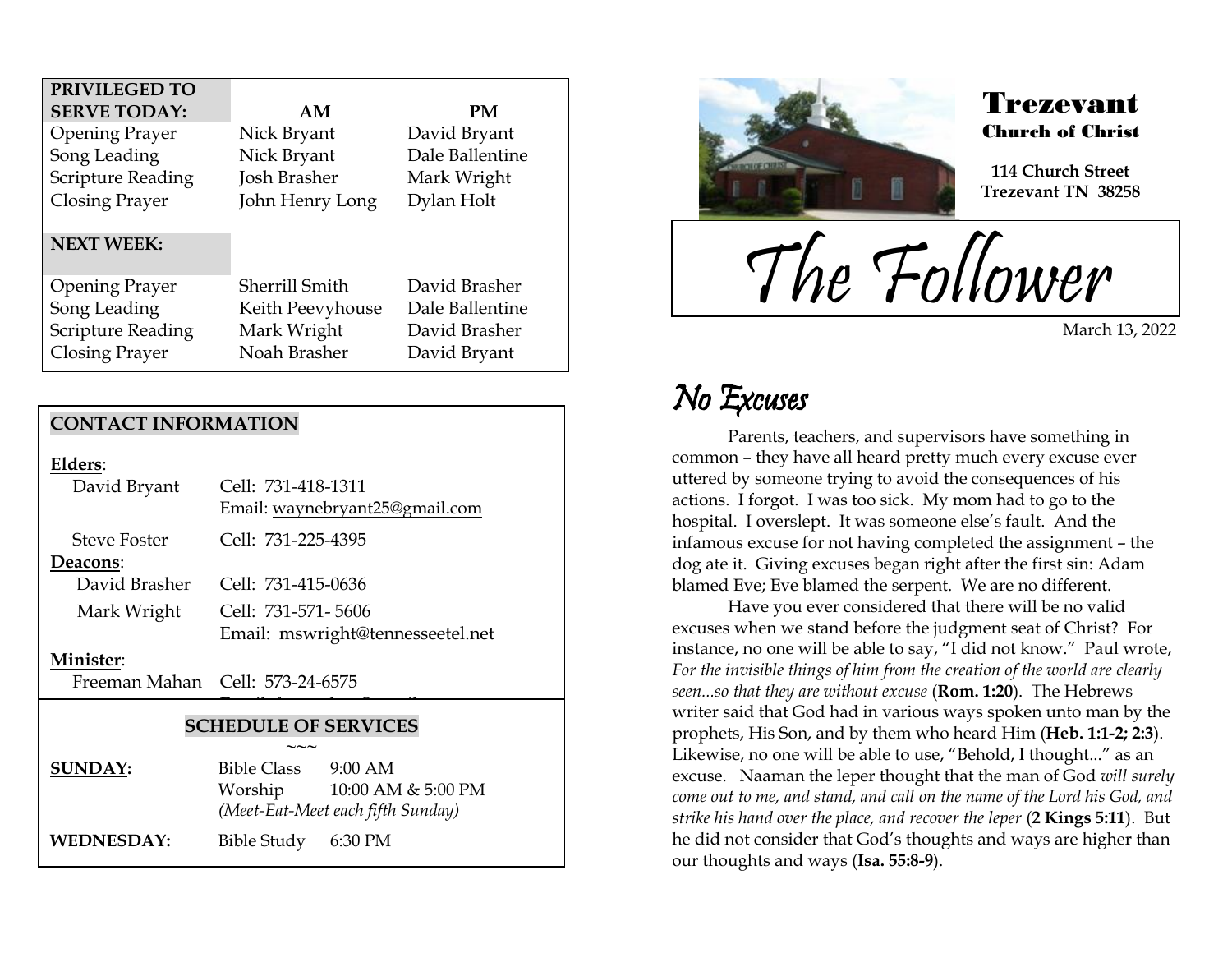| PRIVILEGED TO SERVE TODAY: | AM | PM |
|---|---|---|
| Opening Prayer | Nick Bryant | David Bryant |
| Song Leading | Nick Bryant | Dale Ballentine |
| Scripture Reading | Josh Brasher | Mark Wright |
| Closing Prayer | John Henry Long | Dylan Holt |
| **NEXT WEEK:** | | |
| Opening Prayer | Sherrill Smith | David Brasher |
| Song Leading | Keith Peevyhouse | Dale Ballentine |
| Scripture Reading | Mark Wright | David Brasher |
| Closing Prayer | Noah Brasher | David Bryant |

## CONTACT INFORMATION

**Elders**:

David Bryant — Cell: 731-418-1311
Email: waynebryant25@gmail.com

Steve Foster — Cell: 731-225-4395

**Deacons**:

David Brasher — Cell: 731-415-0636

Mark Wright — Cell: 731-571- 5606
Email: mswright@tennesseetel.net

**Minister**:

Freeman Mahan — Cell: 573-24-6575

## SCHEDULE OF SERVICES

~~~

**SUNDAY:** Bible Class 9:00 AM
Worship 10:00 AM & 5:00 PM
*(Meet-Eat-Meet each fifth Sunday)*

**WEDNESDAY:** Bible Study 6:30 PM

# Trezevant Church of Christ

**114 Church Street**
**Trezevant TN 38258**

# The Follower

March 13, 2022

## No Excuses

Parents, teachers, and supervisors have something in common – they have all heard pretty much every excuse ever uttered by someone trying to avoid the consequences of his actions. I forgot. I was too sick. My mom had to go to the hospital. I overslept. It was someone else's fault. And the infamous excuse for not having completed the assignment – the dog ate it. Giving excuses began right after the first sin: Adam blamed Eve; Eve blamed the serpent. We are no different.

Have you ever considered that there will be no valid excuses when we stand before the judgment seat of Christ? For instance, no one will be able to say, "I did not know." Paul wrote, *For the invisible things of him from the creation of the world are clearly seen...so that they are without excuse* (**Rom. 1:20**). The Hebrews writer said that God had in various ways spoken unto man by the prophets, His Son, and by them who heard Him (**Heb. 1:1-2; 2:3**). Likewise, no one will be able to use, "Behold, I thought..." as an excuse. Naaman the leper thought that the man of God *will surely come out to me, and stand, and call on the name of the Lord his God, and strike his hand over the place, and recover the leper* (**2 Kings 5:11**). But he did not consider that God's thoughts and ways are higher than our thoughts and ways (**Isa. 55:8-9**).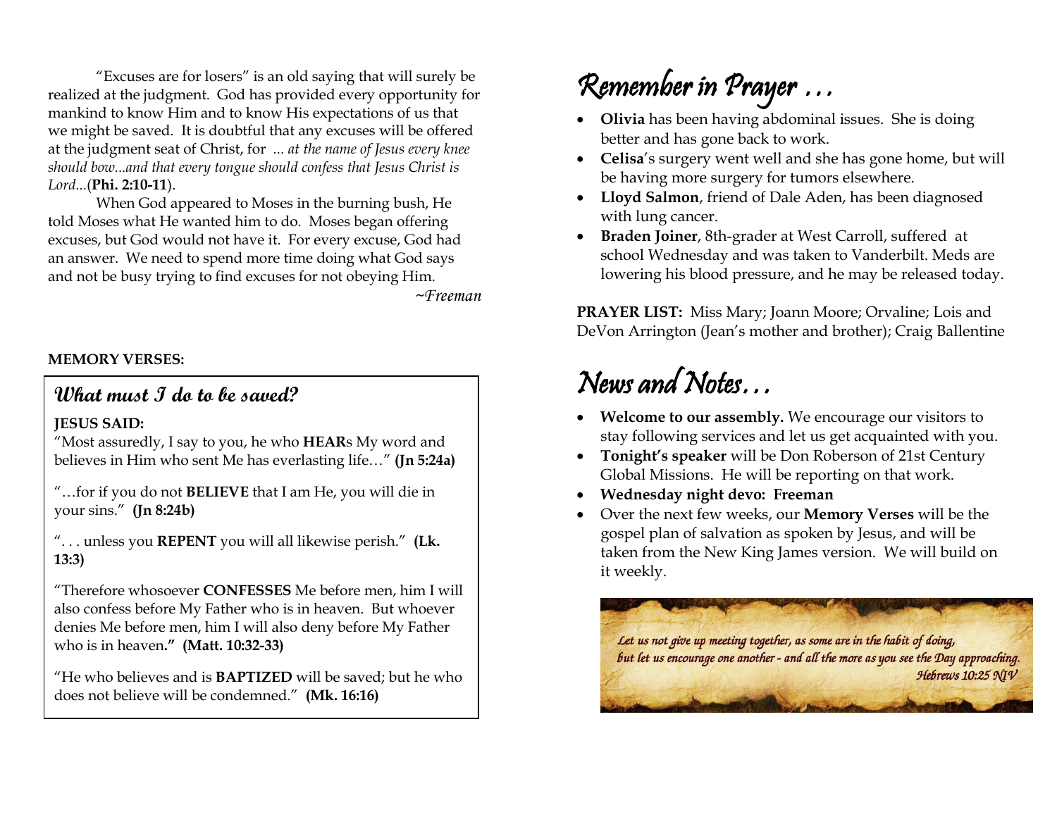"Excuses are for losers" is an old saying that will surely be realized at the judgment. God has provided every opportunity for mankind to know Him and to know His expectations of us that we might be saved. It is doubtful that any excuses will be offered at the judgment seat of Christ, for *... at the name of Jesus every knee should bow...and that every tongue should confess that Jesus Christ is Lord...*(**Phi. 2:10-11**).

When God appeared to Moses in the burning bush, He told Moses what He wanted him to do. Moses began offering excuses, but God would not have it. For every excuse, God had an answer. We need to spend more time doing what God says and not be busy trying to find excuses for not obeying Him.

*~Freeman*

**MEMORY VERSES:**

## What must I do to be saved?

**JESUS SAID:**

"Most assuredly, I say to you, he who **HEAR**s My word and believes in Him who sent Me has everlasting life…" **(Jn 5:24a)**

"…for if you do not **BELIEVE** that I am He, you will die in your sins." **(Jn 8:24b)**

". . . unless you **REPENT** you will all likewise perish." **(Lk. 13:3)**

"Therefore whosoever **CONFESSES** Me before men, him I will also confess before My Father who is in heaven. But whoever denies Me before men, him I will also deny before My Father who is in heaven**."** **(Matt. 10:32-33)**

"He who believes and is **BAPTIZED** will be saved; but he who does not believe will be condemned." **(Mk. 16:16)**

# Remember in Prayer …

- **Olivia** has been having abdominal issues. She is doing better and has gone back to work.
- **Celisa**'s surgery went well and she has gone home, but will be having more surgery for tumors elsewhere.
- **Lloyd Salmon**, friend of Dale Aden, has been diagnosed with lung cancer.
- **Braden Joiner**, 8th-grader at West Carroll, suffered at school Wednesday and was taken to Vanderbilt. Meds are lowering his blood pressure, and he may be released today.

**PRAYER LIST:** Miss Mary; Joann Moore; Orvaline; Lois and DeVon Arrington (Jean's mother and brother); Craig Ballentine

# News and Notes…

- **Welcome to our assembly.** We encourage our visitors to stay following services and let us get acquainted with you.
- **Tonight's speaker** will be Don Roberson of 21st Century Global Missions. He will be reporting on that work.
- **Wednesday night devo: Freeman**
- Over the next few weeks, our **Memory Verses** will be the gospel plan of salvation as spoken by Jesus, and will be taken from the New King James version. We will build on it weekly.

*Let us not give up meeting together, as some are in the habit of doing, but let us encourage one another - and all the more as you see the Day approaching.*
*Hebrews 10:25 NIV*